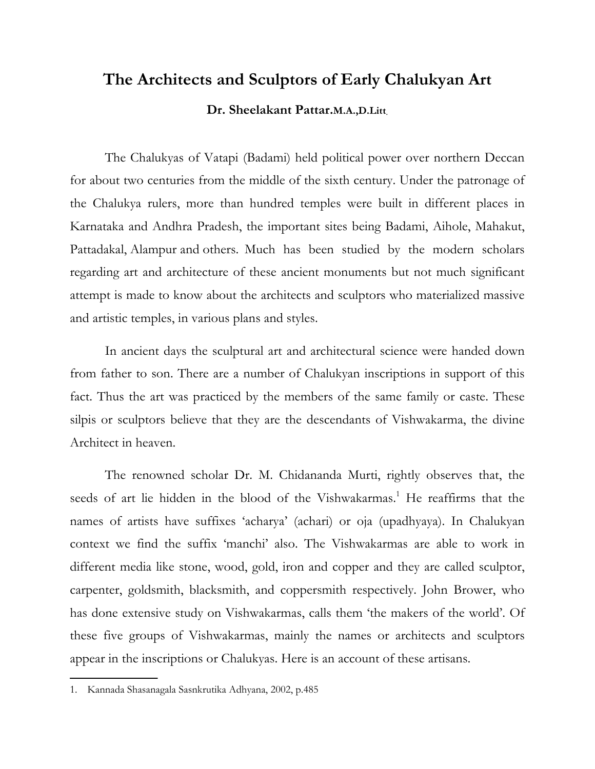# The Architects and Sculptors of Early Chalukyan Art

**Dr. Sheelakant Pattar.M.A.,D.Litt.**

The Chalukyas of Vatapi (Badami) held political power over northern Deccan for about two centuries from the middle of the sixth century. Under the patronage of the Chalukya rulers, more than hundred temples were built in different places in Karnataka and Andhra Pradesh, the important sites being Badami, Aihole, Mahakut, Pattadakal, Alampur and others. Much has been studied by the modern scholars regarding art and architecture of these ancient monuments but not much significant attempt is made to know about the architects and sculptors who materialized massive and artistic temples, in various plans and styles.

In ancient days the sculptural art and architectural science were handed down from father to son. There are a number of Chalukyan inscriptions in support of this fact. Thus the art was practiced by the members of the same family or caste. These silpis or sculptors believe that they are the descendants of Vishwakarma, the divine Architect in heaven.

The renowned scholar Dr. M. Chidananda Murti, rightly observes that, the seeds of art lie hidden in the blood of the Vishwakarmas.[1] He reaffirms that the names of artists have suffixes 'acharya' (achari) or oja (upadhyaya). In Chalukyan context we find the suffix 'manchi' also. The Vishwakarmas are able to work in different media like stone, wood, gold, iron and copper and they are called sculptor, carpenter, goldsmith, blacksmith, and coppersmith respectively. John Brower, who has done extensive study on Vishwakarmas, calls them 'the makers of the world'. Of these five groups of Vishwakarmas, mainly the names or architects and sculptors appear in the inscriptions or Chalukyas. Here is an account of these artisans.

1. Kannada Shasanagala Sasnkrutika Adhyana, 2002, p.485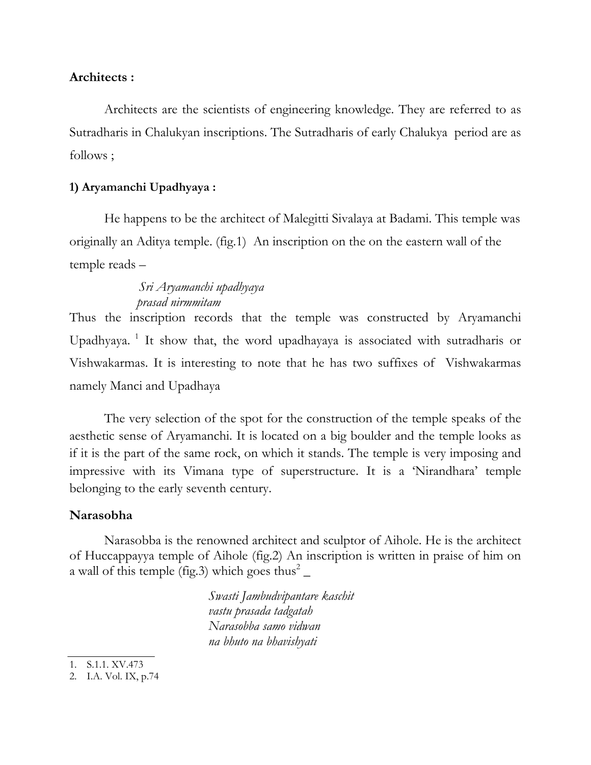**Architects :**

Architects are the scientists of engineering knowledge. They are referred to as Sutradharis in Chalukyan inscriptions. The Sutradharis of early Chalukya period are as follows ;

**1) Aryamanchi Upadhyaya :**

He happens to be the architect of Malegitti Sivalaya at Badami. This temple was originally an Aditya temple. (fig.1) An inscription on the on the eastern wall of the temple reads –

*Sri Aryamanchi upadhyaya*
*prasad nirmmitam*

Thus the inscription records that the temple was constructed by Aryamanchi Upadhyaya. [1] It show that, the word upadhayaya is associated with sutradharis or Vishwakarmas. It is interesting to note that he has two suffixes of Vishwakarmas namely Manci and Upadhaya

The very selection of the spot for the construction of the temple speaks of the aesthetic sense of Aryamanchi. It is located on a big boulder and the temple looks as if it is the part of the same rock, on which it stands. The temple is very imposing and impressive with its Vimana type of superstructure. It is a 'Nirandhara' temple belonging to the early seventh century.

**Narasobha**

Narasobba is the renowned architect and sculptor of Aihole. He is the architect of Huccappayya temple of Aihole (fig.2) An inscription is written in praise of him on a wall of this temple (fig.3) which goes thus[2] _

*Swasti Jambudvipantare kaschit*
*vastu prasada tadgatah*
*Narasobba samo vidwan*
*na bhuto na bhavishyati*

---

1. S.1.1. XV.473
2. I.A. Vol. IX, p.74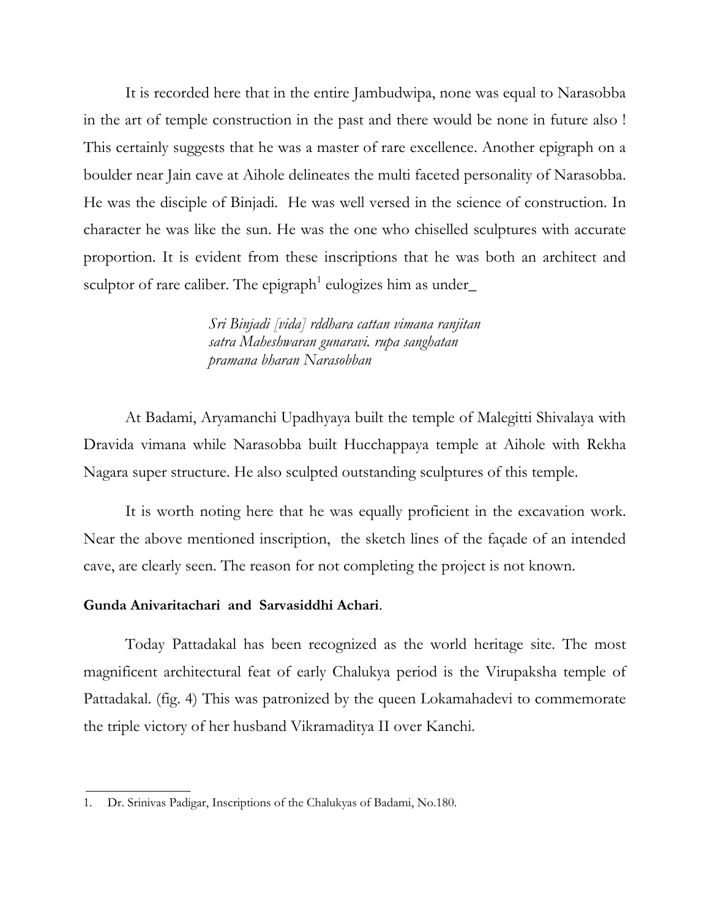It is recorded here that in the entire Jambudwipa, none was equal to Narasobba in the art of temple construction in the past and there would be none in future also ! This certainly suggests that he was a master of rare excellence. Another epigraph on a boulder near Jain cave at Aihole delineates the multi faceted personality of Narasobba. He was the disciple of Binjadi. He was well versed in the science of construction. In character he was like the sun. He was the one who chiselled sculptures with accurate proportion. It is evident from these inscriptions that he was both an architect and sculptor of rare caliber. The epigraph[1] eulogizes him as under_

> *Sri Binjadi [vida] rddhara cattan vimana ranjitan*
> *satra Maheshwaran gunaravi. rupa sanghatan*
> *pramana bharan Narasobban*

At Badami, Aryamanchi Upadhyaya built the temple of Malegitti Shivalaya with Dravida vimana while Narasobba built Hucchappaya temple at Aihole with Rekha Nagara super structure. He also sculpted outstanding sculptures of this temple.

It is worth noting here that he was equally proficient in the excavation work. Near the above mentioned inscription, the sketch lines of the façade of an intended cave, are clearly seen. The reason for not completing the project is not known.

**Gunda Anivaritachari and Sarvasiddhi Achari**.

Today Pattadakal has been recognized as the world heritage site. The most magnificent architectural feat of early Chalukya period is the Virupaksha temple of Pattadakal. (fig. 4) This was patronized by the queen Lokamahadevi to commemorate the triple victory of her husband Vikramaditya II over Kanchi.

---

1. Dr. Srinivas Padigar, Inscriptions of the Chalukyas of Badami, No.180.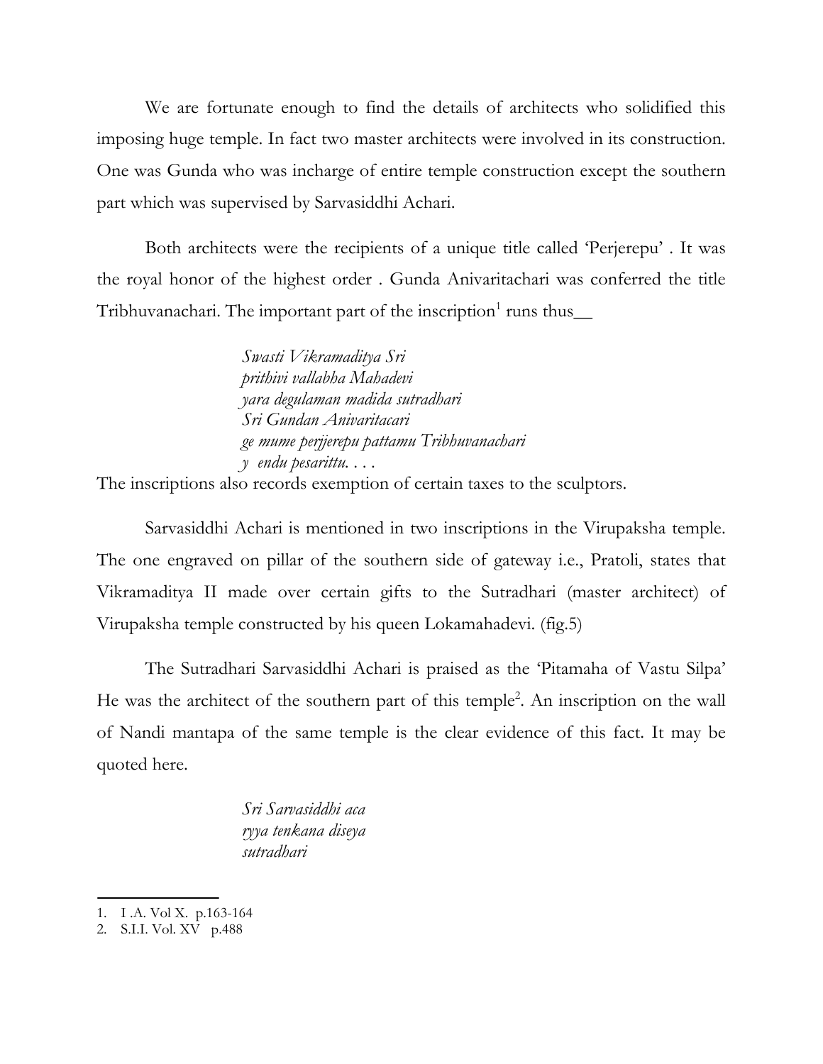We are fortunate enough to find the details of architects who solidified this imposing huge temple. In fact two master architects were involved in its construction. One was Gunda who was incharge of entire temple construction except the southern part which was supervised by Sarvasiddhi Achari.

Both architects were the recipients of a unique title called 'Perjerepu' . It was the royal honor of the highest order . Gunda Anivaritachari was conferred the title Tribhuvanachari. The important part of the inscription[1] runs thus__

> *Swasti Vikramaditya Sri*
> *prithivi vallabha Mahadevi*
> *yara degulaman madida sutradhari*
> *Sri Gundan Anivaritacari*
> *ge mume perjjerepu pattamu Tribhuvanachari*
> *y endu pesarittu. . . .*

The inscriptions also records exemption of certain taxes to the sculptors.

Sarvasiddhi Achari is mentioned in two inscriptions in the Virupaksha temple. The one engraved on pillar of the southern side of gateway i.e., Pratoli, states that Vikramaditya II made over certain gifts to the Sutradhari (master architect) of Virupaksha temple constructed by his queen Lokamahadevi. (fig.5)

The Sutradhari Sarvasiddhi Achari is praised as the 'Pitamaha of Vastu Silpa' He was the architect of the southern part of this temple[2]. An inscription on the wall of Nandi mantapa of the same temple is the clear evidence of this fact. It may be quoted here.

> *Sri Sarvasiddhi aca*
> *ryya tenkana diseya*
> *sutradhari*

---

1. I .A. Vol X. p.163-164
2. S.I.I. Vol. XV p.488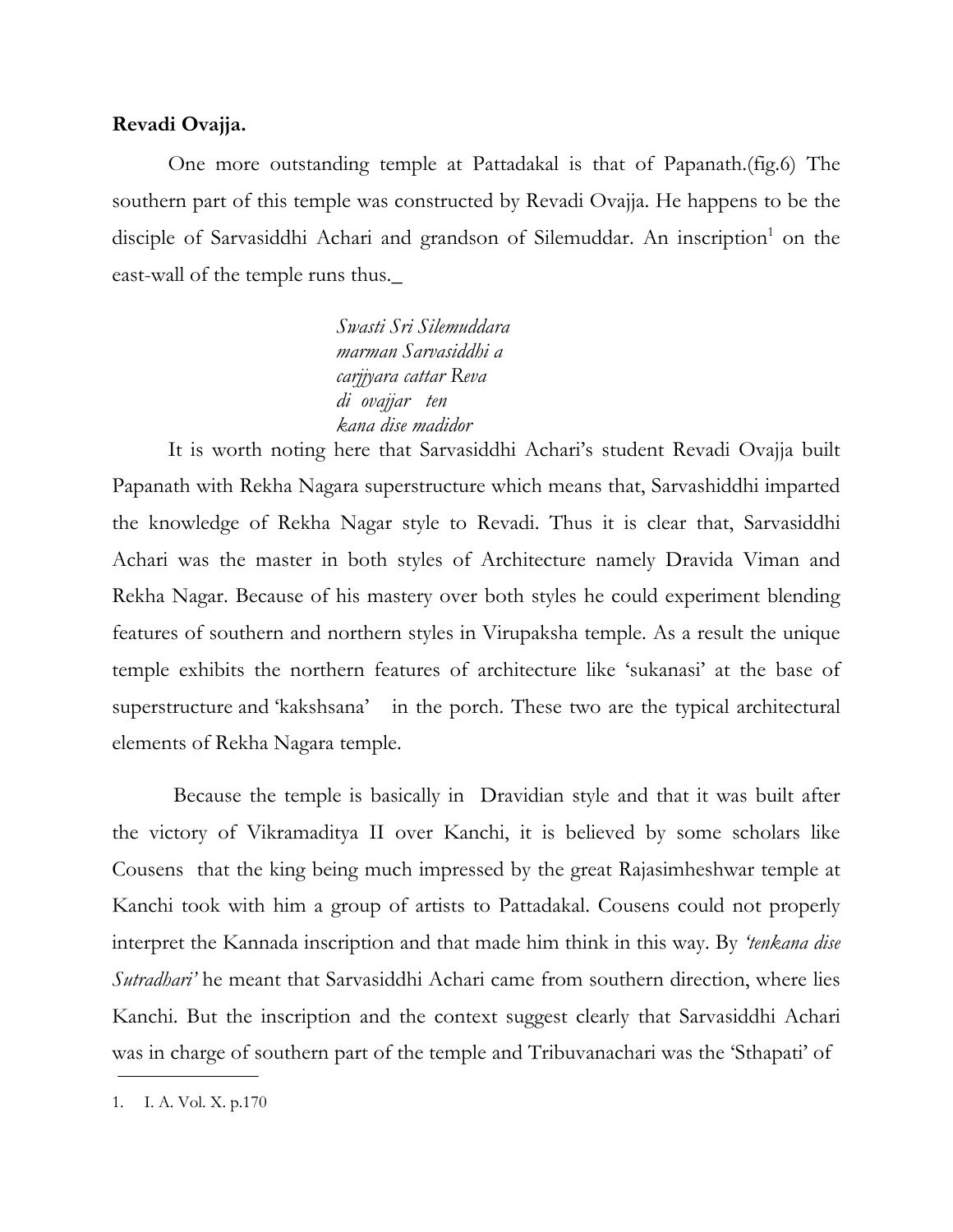**Revadi Ovajja.**

One more outstanding temple at Pattadakal is that of Papanath.(fig.6) The southern part of this temple was constructed by Revadi Ovajja. He happens to be the disciple of Sarvasiddhi Achari and grandson of Silemuddar. An inscription[1] on the east-wall of the temple runs thus._

> *Swasti Sri Silemuddara*
> *marman Sarvasiddhi a*
> *carjjyara cattar Reva*
> *di ovajjar ten*
> *kana dise madidor*

It is worth noting here that Sarvasiddhi Achari's student Revadi Ovajja built Papanath with Rekha Nagara superstructure which means that, Sarvashiddhi imparted the knowledge of Rekha Nagar style to Revadi. Thus it is clear that, Sarvasiddhi Achari was the master in both styles of Architecture namely Dravida Viman and Rekha Nagar. Because of his mastery over both styles he could experiment blending features of southern and northern styles in Virupaksha temple. As a result the unique temple exhibits the northern features of architecture like 'sukanasi' at the base of superstructure and 'kakshsana' in the porch. These two are the typical architectural elements of Rekha Nagara temple.

Because the temple is basically in Dravidian style and that it was built after the victory of Vikramaditya II over Kanchi, it is believed by some scholars like Cousens that the king being much impressed by the great Rajasimheshwar temple at Kanchi took with him a group of artists to Pattadakal. Cousens could not properly interpret the Kannada inscription and that made him think in this way. By *'tenkana dise Sutradhari'* he meant that Sarvasiddhi Achari came from southern direction, where lies Kanchi. But the inscription and the context suggest clearly that Sarvasiddhi Achari was in charge of southern part of the temple and Tribuvanachari was the 'Sthapati' of

1. I. A. Vol. X. p.170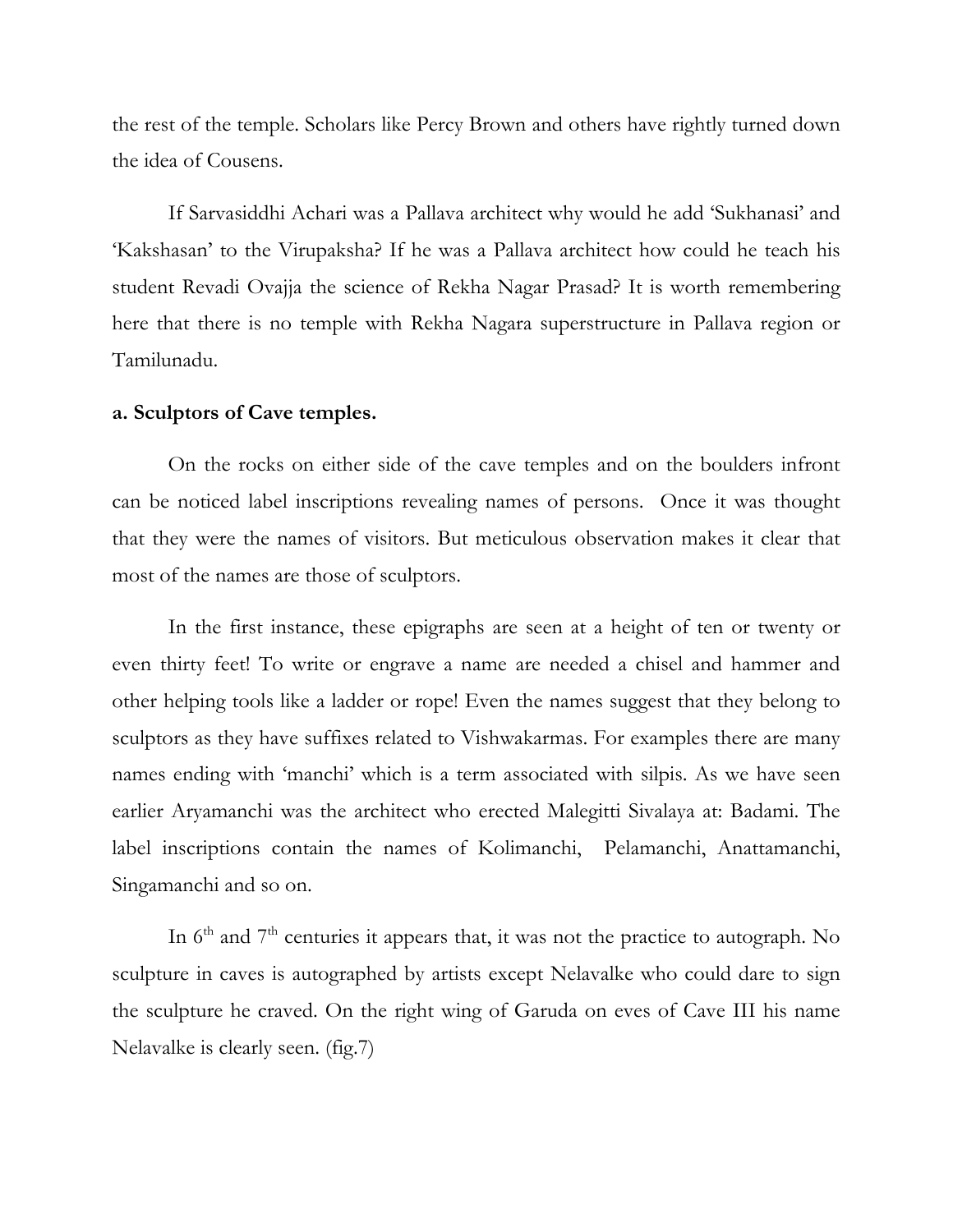the rest of the temple. Scholars like Percy Brown and others have rightly turned down the idea of Cousens.

If Sarvasiddhi Achari was a Pallava architect why would he add 'Sukhanasi' and 'Kakshasan' to the Virupaksha? If he was a Pallava architect how could he teach his student Revadi Ovajja the science of Rekha Nagar Prasad? It is worth remembering here that there is no temple with Rekha Nagara superstructure in Pallava region or Tamilunadu.

**a. Sculptors of Cave temples.**

On the rocks on either side of the cave temples and on the boulders infront can be noticed label inscriptions revealing names of persons. Once it was thought that they were the names of visitors. But meticulous observation makes it clear that most of the names are those of sculptors.

In the first instance, these epigraphs are seen at a height of ten or twenty or even thirty feet! To write or engrave a name are needed a chisel and hammer and other helping tools like a ladder or rope! Even the names suggest that they belong to sculptors as they have suffixes related to Vishwakarmas. For examples there are many names ending with 'manchi' which is a term associated with silpis. As we have seen earlier Aryamanchi was the architect who erected Malegitti Sivalaya at: Badami. The label inscriptions contain the names of Kolimanchi, Pelamanchi, Anattamanchi, Singamanchi and so on.

In 6th and 7th centuries it appears that, it was not the practice to autograph. No sculpture in caves is autographed by artists except Nelavalke who could dare to sign the sculpture he craved. On the right wing of Garuda on eves of Cave III his name Nelavalke is clearly seen. (fig.7)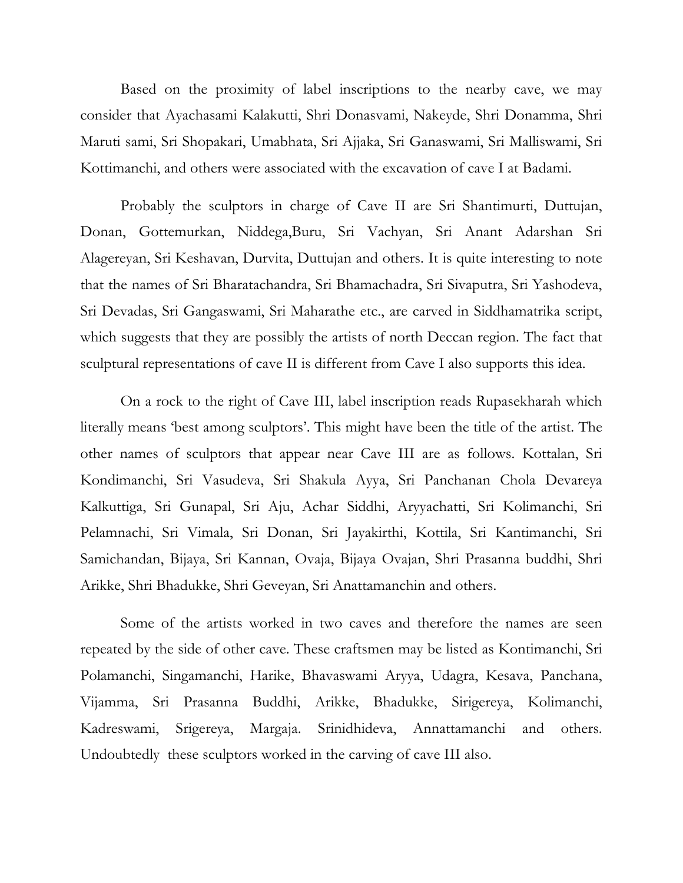Based on the proximity of label inscriptions to the nearby cave, we may consider that Ayachasami Kalakutti, Shri Donasvami, Nakeyde, Shri Donamma, Shri Maruti sami, Sri Shopakari, Umabhata, Sri Ajjaka, Sri Ganaswami, Sri Malliswami, Sri Kottimanchi, and others were associated with the excavation of cave I at Badami.

Probably the sculptors in charge of Cave II are Sri Shantimurti, Duttujan, Donan, Gottemurkan, Niddega,Buru, Sri Vachyan, Sri Anant Adarshan Sri Alagereyan, Sri Keshavan, Durvita, Duttujan and others. It is quite interesting to note that the names of Sri Bharatachandra, Sri Bhamachadra, Sri Sivaputra, Sri Yashodeva, Sri Devadas, Sri Gangaswami, Sri Maharathe etc., are carved in Siddhamatrika script, which suggests that they are possibly the artists of north Deccan region. The fact that sculptural representations of cave II is different from Cave I also supports this idea.

On a rock to the right of Cave III, label inscription reads Rupasekharah which literally means 'best among sculptors'. This might have been the title of the artist. The other names of sculptors that appear near Cave III are as follows. Kottalan, Sri Kondimanchi, Sri Vasudeva, Sri Shakula Ayya, Sri Panchanan Chola Devareya Kalkuttiga, Sri Gunapal, Sri Aju, Achar Siddhi, Aryyachatti, Sri Kolimanchi, Sri Pelamnachi, Sri Vimala, Sri Donan, Sri Jayakirthi, Kottila, Sri Kantimanchi, Sri Samichandan, Bijaya, Sri Kannan, Ovaja, Bijaya Ovajan, Shri Prasanna buddhi, Shri Arikke, Shri Bhadukke, Shri Geveyan, Sri Anattamanchin and others.

Some of the artists worked in two caves and therefore the names are seen repeated by the side of other cave. These craftsmen may be listed as Kontimanchi, Sri Polamanchi, Singamanchi, Harike, Bhavaswami Aryya, Udagra, Kesava, Panchana, Vijamma, Sri Prasanna Buddhi, Arikke, Bhadukke, Sirigereya, Kolimanchi, Kadreswami, Srigereya, Margaja. Srinidhideva, Annattamanchi and others. Undoubtedly these sculptors worked in the carving of cave III also.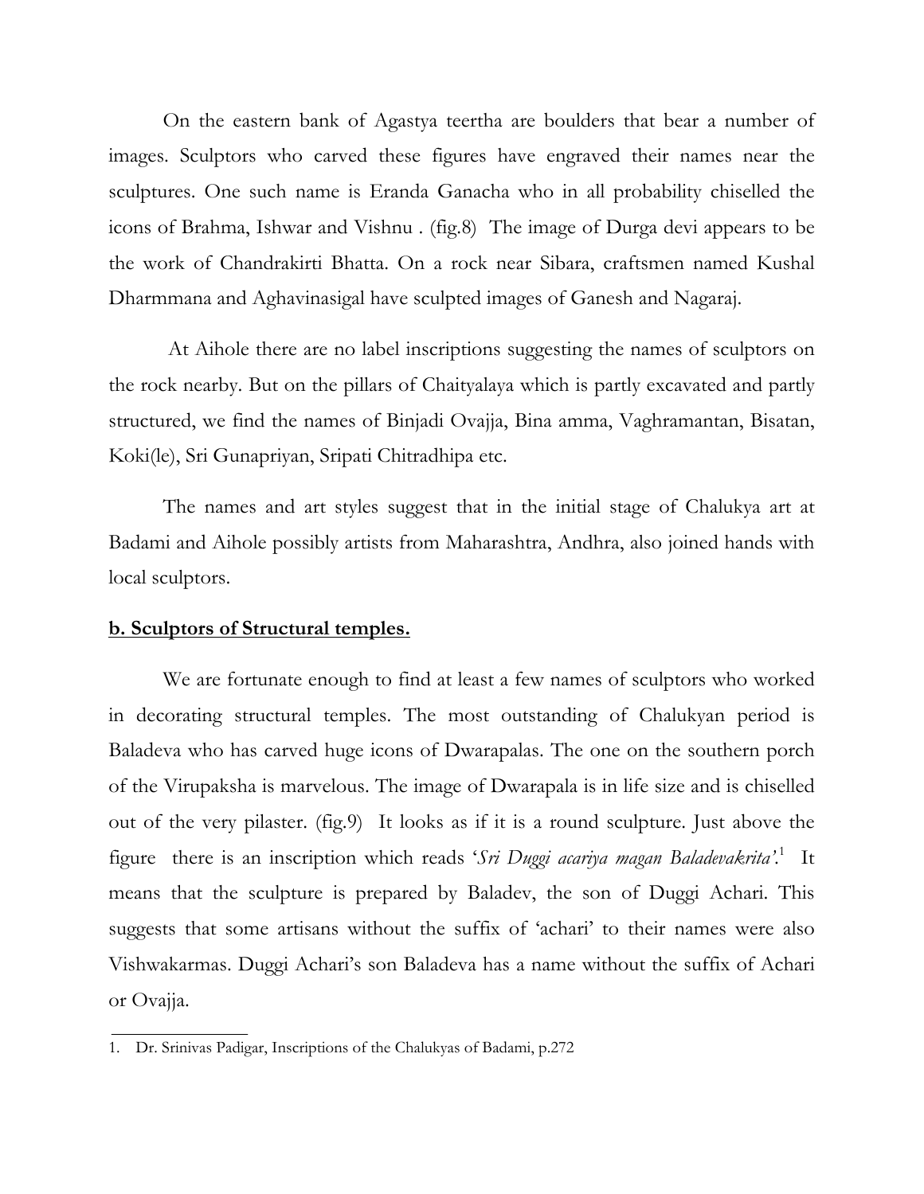On the eastern bank of Agastya teertha are boulders that bear a number of images. Sculptors who carved these figures have engraved their names near the sculptures. One such name is Eranda Ganacha who in all probability chiselled the icons of Brahma, Ishwar and Vishnu . (fig.8) The image of Durga devi appears to be the work of Chandrakirti Bhatta. On a rock near Sibara, craftsmen named Kushal Dharmmana and Aghavinasigal have sculpted images of Ganesh and Nagaraj.

At Aihole there are no label inscriptions suggesting the names of sculptors on the rock nearby. But on the pillars of Chaityalaya which is partly excavated and partly structured, we find the names of Binjadi Ovajja, Bina amma, Vaghramantan, Bisatan, Koki(le), Sri Gunapriyan, Sripati Chitradhipa etc.

The names and art styles suggest that in the initial stage of Chalukya art at Badami and Aihole possibly artists from Maharashtra, Andhra, also joined hands with local sculptors.

**b. Sculptors of Structural temples.**

We are fortunate enough to find at least a few names of sculptors who worked in decorating structural temples. The most outstanding of Chalukyan period is Baladeva who has carved huge icons of Dwarapalas. The one on the southern porch of the Virupaksha is marvelous. The image of Dwarapala is in life size and is chiselled out of the very pilaster. (fig.9) It looks as if it is a round sculpture. Just above the figure there is an inscription which reads '*Sri Duggi acariya magan Baladevakrita*'.[1] It means that the sculpture is prepared by Baladev, the son of Duggi Achari. This suggests that some artisans without the suffix of 'achari' to their names were also Vishwakarmas. Duggi Achari's son Baladeva has a name without the suffix of Achari or Ovajja.

---

1. Dr. Srinivas Padigar, Inscriptions of the Chalukyas of Badami, p.272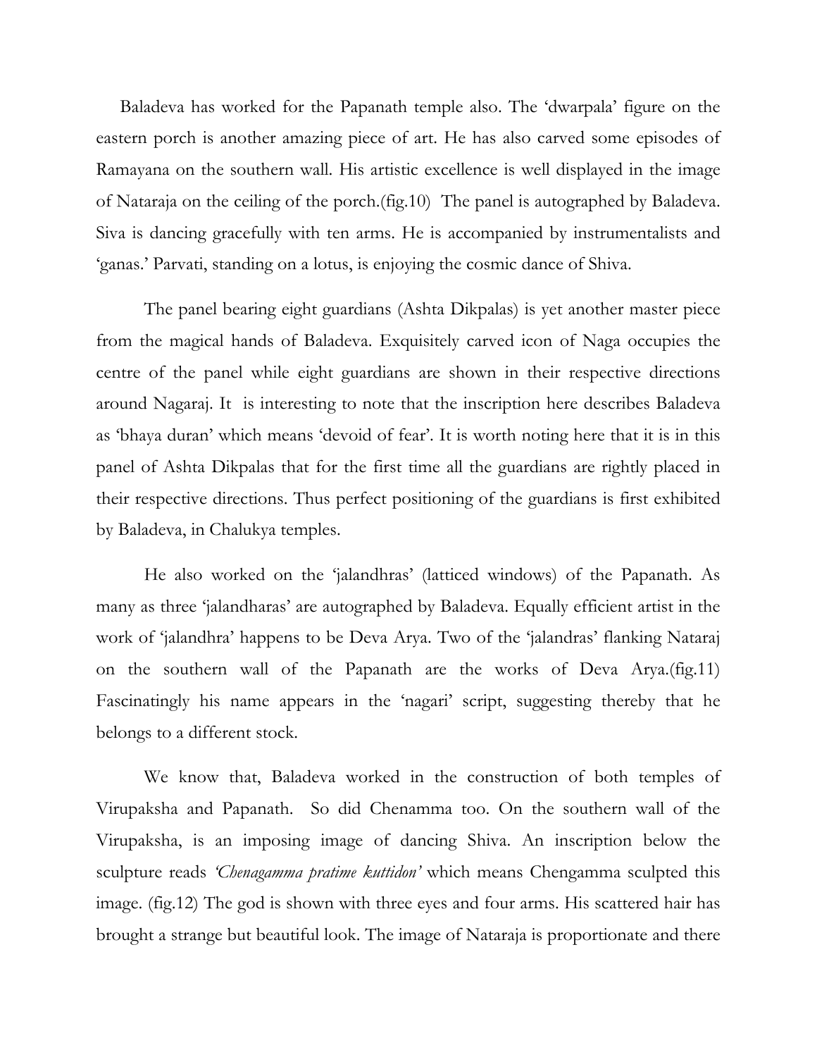Baladeva has worked for the Papanath temple also. The 'dwarpala' figure on the eastern porch is another amazing piece of art. He has also carved some episodes of Ramayana on the southern wall. His artistic excellence is well displayed in the image of Nataraja on the ceiling of the porch.(fig.10) The panel is autographed by Baladeva. Siva is dancing gracefully with ten arms. He is accompanied by instrumentalists and 'ganas.' Parvati, standing on a lotus, is enjoying the cosmic dance of Shiva.

The panel bearing eight guardians (Ashta Dikpalas) is yet another master piece from the magical hands of Baladeva. Exquisitely carved icon of Naga occupies the centre of the panel while eight guardians are shown in their respective directions around Nagaraj. It is interesting to note that the inscription here describes Baladeva as 'bhaya duran' which means 'devoid of fear'. It is worth noting here that it is in this panel of Ashta Dikpalas that for the first time all the guardians are rightly placed in their respective directions. Thus perfect positioning of the guardians is first exhibited by Baladeva, in Chalukya temples.

He also worked on the 'jalandhras' (latticed windows) of the Papanath. As many as three 'jalandharas' are autographed by Baladeva. Equally efficient artist in the work of 'jalandhra' happens to be Deva Arya. Two of the 'jalandras' flanking Nataraj on the southern wall of the Papanath are the works of Deva Arya.(fig.11) Fascinatingly his name appears in the 'nagari' script, suggesting thereby that he belongs to a different stock.

We know that, Baladeva worked in the construction of both temples of Virupaksha and Papanath. So did Chenamma too. On the southern wall of the Virupaksha, is an imposing image of dancing Shiva. An inscription below the sculpture reads *'Chenagamma pratime kuttidon'* which means Chengamma sculpted this image. (fig.12) The god is shown with three eyes and four arms. His scattered hair has brought a strange but beautiful look. The image of Nataraja is proportionate and there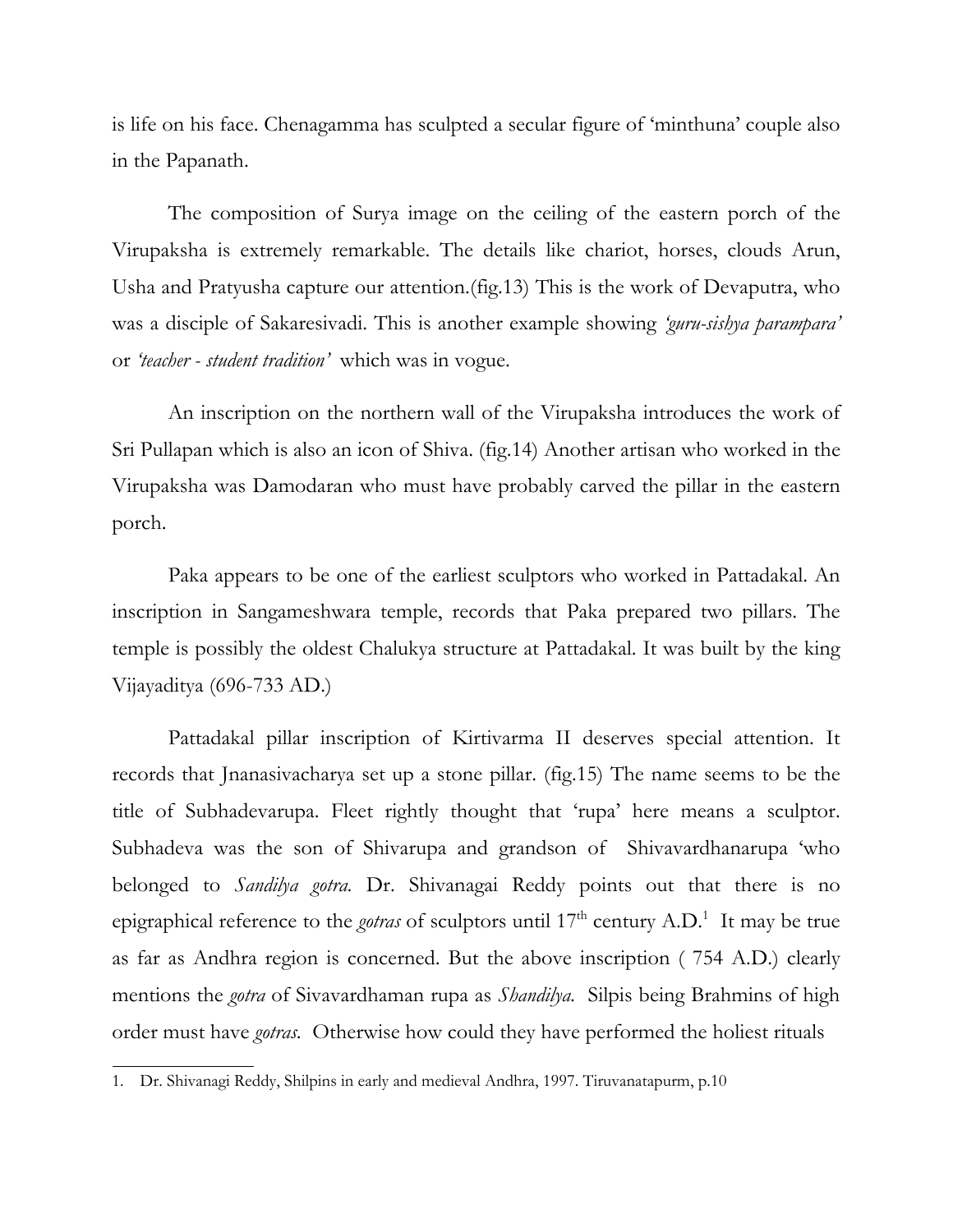is life on his face. Chenagamma has sculpted a secular figure of 'minthuna' couple also in the Papanath.

The composition of Surya image on the ceiling of the eastern porch of the Virupaksha is extremely remarkable. The details like chariot, horses, clouds Arun, Usha and Pratyusha capture our attention.(fig.13) This is the work of Devaputra, who was a disciple of Sakaresivadi. This is another example showing *'guru-sishya parampara'* or *'teacher - student tradition'* which was in vogue.

An inscription on the northern wall of the Virupaksha introduces the work of Sri Pullapan which is also an icon of Shiva. (fig.14) Another artisan who worked in the Virupaksha was Damodaran who must have probably carved the pillar in the eastern porch.

Paka appears to be one of the earliest sculptors who worked in Pattadakal. An inscription in Sangameshwara temple, records that Paka prepared two pillars. The temple is possibly the oldest Chalukya structure at Pattadakal. It was built by the king Vijayaditya (696-733 AD.)

Pattadakal pillar inscription of Kirtivarma II deserves special attention. It records that Jnanasivacharya set up a stone pillar. (fig.15) The name seems to be the title of Subhadevarupa. Fleet rightly thought that 'rupa' here means a sculptor. Subhadeva was the son of Shivarupa and grandson of Shivavardhanarupa 'who belonged to *Sandilya gotra*. Dr. Shivanagai Reddy points out that there is no epigraphical reference to the *gotras* of sculptors until 17th century A.D.[1] It may be true as far as Andhra region is concerned. But the above inscription ( 754 A.D.) clearly mentions the *gotra* of Sivavardhaman rupa as *Shandilya.* Silpis being Brahmins of high order must have *gotras.* Otherwise how could they have performed the holiest rituals

1. Dr. Shivanagi Reddy, Shilpins in early and medieval Andhra, 1997. Tiruvanatapurm, p.10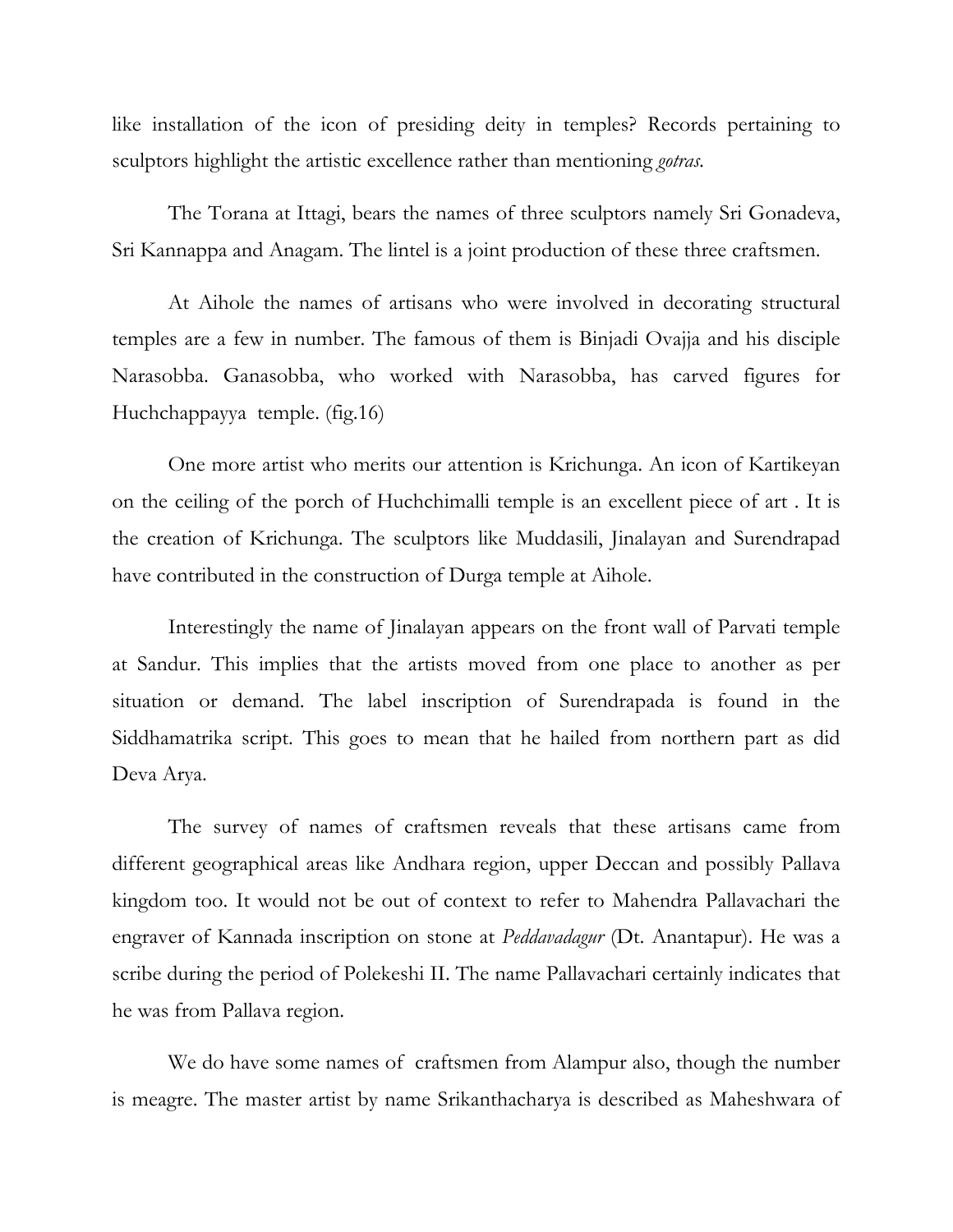like installation of the icon of presiding deity in temples? Records pertaining to sculptors highlight the artistic excellence rather than mentioning *gotras.*

The Torana at Ittagi, bears the names of three sculptors namely Sri Gonadeva, Sri Kannappa and Anagam. The lintel is a joint production of these three craftsmen.

At Aihole the names of artisans who were involved in decorating structural temples are a few in number. The famous of them is Binjadi Ovajja and his disciple Narasobba. Ganasobba, who worked with Narasobba, has carved figures for Huchchappayya temple. (fig.16)

One more artist who merits our attention is Krichunga. An icon of Kartikeyan on the ceiling of the porch of Huchchimalli temple is an excellent piece of art . It is the creation of Krichunga. The sculptors like Muddasili, Jinalayan and Surendrapad have contributed in the construction of Durga temple at Aihole.

Interestingly the name of Jinalayan appears on the front wall of Parvati temple at Sandur. This implies that the artists moved from one place to another as per situation or demand. The label inscription of Surendrapada is found in the Siddhamatrika script. This goes to mean that he hailed from northern part as did Deva Arya.

The survey of names of craftsmen reveals that these artisans came from different geographical areas like Andhara region, upper Deccan and possibly Pallava kingdom too. It would not be out of context to refer to Mahendra Pallavachari the engraver of Kannada inscription on stone at *Peddavadagur* (Dt. Anantapur). He was a scribe during the period of Polekeshi II. The name Pallavachari certainly indicates that he was from Pallava region.

We do have some names of craftsmen from Alampur also, though the number is meagre. The master artist by name Srikanthacharya is described as Maheshwara of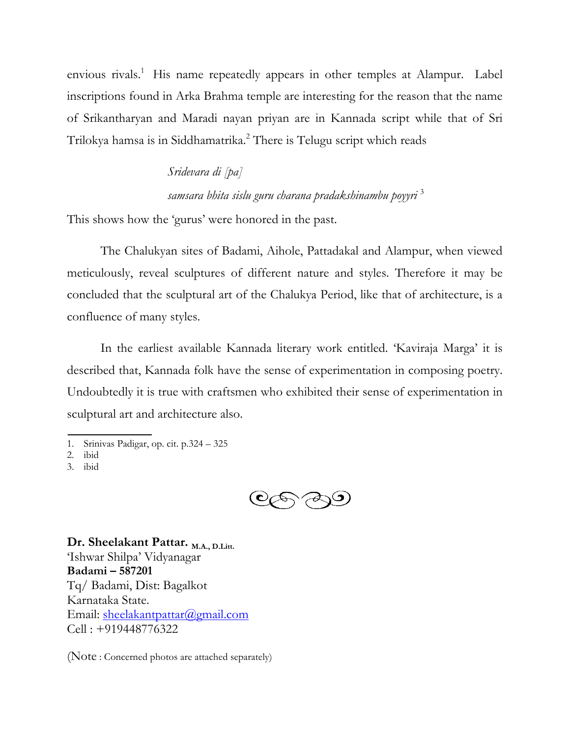envious rivals.[1] His name repeatedly appears in other temples at Alampur. Label inscriptions found in Arka Brahma temple are interesting for the reason that the name of Srikantharyan and Maradi nayan priyan are in Kannada script while that of Sri Trilokya hamsa is in Siddhamatrika.[2] There is Telugu script which reads

> *Sridevara di [pa]*
>
> *samsara bhita sislu guru charana pradakshinambu poyyri* [3]

This shows how the 'gurus' were honored in the past.

The Chalukyan sites of Badami, Aihole, Pattadakal and Alampur, when viewed meticulously, reveal sculptures of different nature and styles. Therefore it may be concluded that the sculptural art of the Chalukya Period, like that of architecture, is a confluence of many styles.

In the earliest available Kannada literary work entitled. 'Kaviraja Marga' it is described that, Kannada folk have the sense of experimentation in composing poetry. Undoubtedly it is true with craftsmen who exhibited their sense of experimentation in sculptural art and architecture also.

---

1. Srinivas Padigar, op. cit. p.324 – 325
2. ibid
3. ibid

**Dr. Sheelakant Pattar.** M.A., D.Litt.
'Ishwar Shilpa' Vidyanagar
**Badami – 587201**
Tq/ Badami, Dist: Bagalkot
Karnataka State.
Email: sheelakantpattar@gmail.com
Cell : +919448776322

(Note : Concerned photos are attached separately)